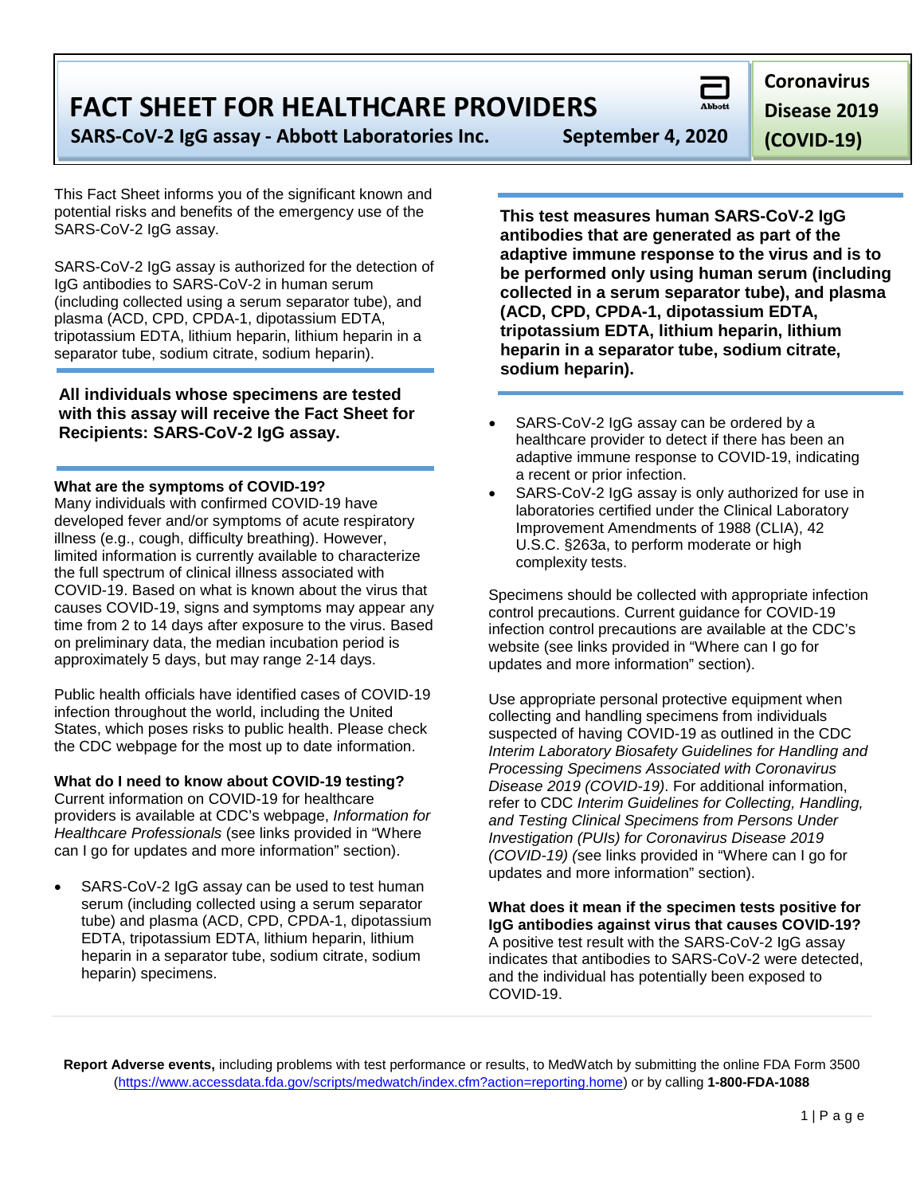# FACT SHEET FOR HEALTHCARE PROVIDERS

**SARS-CoV-2 IgG assay - Abbott Laboratories Inc.** **September 4, 2020**

**Coronavirus Disease 2019 (COVID-19)**

This Fact Sheet informs you of the significant known and potential risks and benefits of the emergency use of the SARS-CoV-2 IgG assay.

SARS-CoV-2 IgG assay is authorized for the detection of IgG antibodies to SARS-CoV-2 in human serum (including collected using a serum separator tube), and plasma (ACD, CPD, CPDA-1, dipotassium EDTA, tripotassium EDTA, lithium heparin, lithium heparin in a separator tube, sodium citrate, sodium heparin).

**All individuals whose specimens are tested with this assay will receive the Fact Sheet for Recipients: SARS-CoV-2 IgG assay.**

**What are the symptoms of COVID-19?**
Many individuals with confirmed COVID-19 have developed fever and/or symptoms of acute respiratory illness (e.g., cough, difficulty breathing). However, limited information is currently available to characterize the full spectrum of clinical illness associated with COVID-19. Based on what is known about the virus that causes COVID-19, signs and symptoms may appear any time from 2 to 14 days after exposure to the virus. Based on preliminary data, the median incubation period is approximately 5 days, but may range 2-14 days.

Public health officials have identified cases of COVID-19 infection throughout the world, including the United States, which poses risks to public health. Please check the CDC webpage for the most up to date information.

**What do I need to know about COVID-19 testing?**
Current information on COVID-19 for healthcare providers is available at CDC's webpage, *Information for Healthcare Professionals* (see links provided in "Where can I go for updates and more information" section).

- SARS-CoV-2 IgG assay can be used to test human serum (including collected using a serum separator tube) and plasma (ACD, CPD, CPDA-1, dipotassium EDTA, tripotassium EDTA, lithium heparin, lithium heparin in a separator tube, sodium citrate, sodium heparin) specimens.

**This test measures human SARS-CoV-2 IgG antibodies that are generated as part of the adaptive immune response to the virus and is to be performed only using human serum (including collected in a serum separator tube), and plasma (ACD, CPD, CPDA-1, dipotassium EDTA, tripotassium EDTA, lithium heparin, lithium heparin in a separator tube, sodium citrate, sodium heparin).**

- SARS-CoV-2 IgG assay can be ordered by a healthcare provider to detect if there has been an adaptive immune response to COVID-19, indicating a recent or prior infection.
- SARS-CoV-2 IgG assay is only authorized for use in laboratories certified under the Clinical Laboratory Improvement Amendments of 1988 (CLIA), 42 U.S.C. §263a, to perform moderate or high complexity tests.

Specimens should be collected with appropriate infection control precautions. Current guidance for COVID-19 infection control precautions are available at the CDC's website (see links provided in "Where can I go for updates and more information" section).

Use appropriate personal protective equipment when collecting and handling specimens from individuals suspected of having COVID-19 as outlined in the CDC *Interim Laboratory Biosafety Guidelines for Handling and Processing Specimens Associated with Coronavirus Disease 2019 (COVID-19)*. For additional information, refer to CDC *Interim Guidelines for Collecting, Handling, and Testing Clinical Specimens from Persons Under Investigation (PUIs) for Coronavirus Disease 2019 (COVID-19) (*see links provided in "Where can I go for updates and more information" section).

**What does it mean if the specimen tests positive for IgG antibodies against virus that causes COVID-19?**
A positive test result with the SARS-CoV-2 IgG assay indicates that antibodies to SARS-CoV-2 were detected, and the individual has potentially been exposed to COVID-19.

**Report Adverse events,** including problems with test performance or results, to MedWatch by submitting the online FDA Form 3500 (https://www.accessdata.fda.gov/scripts/medwatch/index.cfm?action=reporting.home) or by calling **1-800-FDA-1088**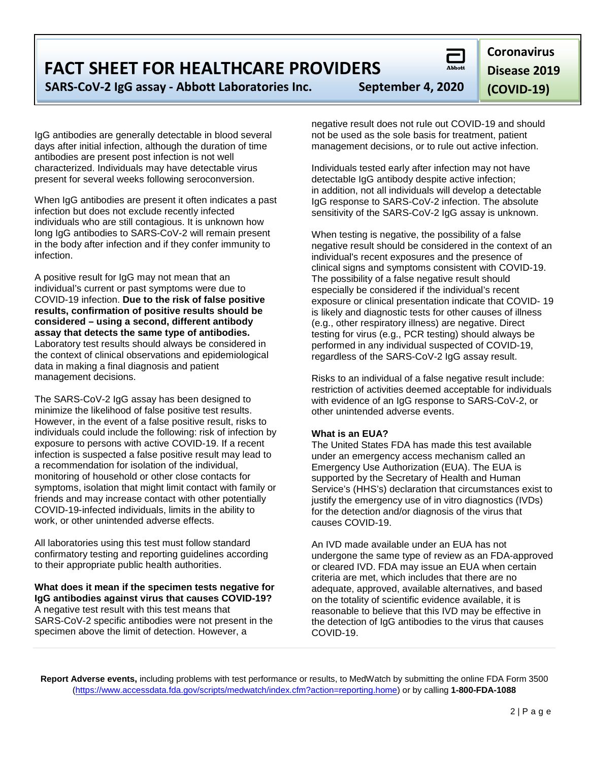IgG antibodies are generally detectable in blood several days after initial infection, although the duration of time antibodies are present post infection is not well characterized. Individuals may have detectable virus present for several weeks following seroconversion.

When IgG antibodies are present it often indicates a past infection but does not exclude recently infected individuals who are still contagious. It is unknown how long IgG antibodies to SARS-CoV-2 will remain present in the body after infection and if they confer immunity to infection.

A positive result for IgG may not mean that an individual's current or past symptoms were due to COVID-19 infection. **Due to the risk of false positive results, confirmation of positive results should be considered – using a second, different antibody assay that detects the same type of antibodies.** Laboratory test results should always be considered in the context of clinical observations and epidemiological data in making a final diagnosis and patient management decisions.

The SARS-CoV-2 IgG assay has been designed to minimize the likelihood of false positive test results. However, in the event of a false positive result, risks to individuals could include the following: risk of infection by exposure to persons with active COVID-19. If a recent infection is suspected a false positive result may lead to a recommendation for isolation of the individual, monitoring of household or other close contacts for symptoms, isolation that might limit contact with family or friends and may increase contact with other potentially COVID-19-infected individuals, limits in the ability to work, or other unintended adverse effects.

All laboratories using this test must follow standard confirmatory testing and reporting guidelines according to their appropriate public health authorities.

**What does it mean if the specimen tests negative for IgG antibodies against virus that causes COVID-19?**
A negative test result with this test means that SARS-CoV-2 specific antibodies were not present in the specimen above the limit of detection. However, a negative result does not rule out COVID-19 and should not be used as the sole basis for treatment, patient management decisions, or to rule out active infection.

Individuals tested early after infection may not have detectable IgG antibody despite active infection; in addition, not all individuals will develop a detectable IgG response to SARS-CoV-2 infection. The absolute sensitivity of the SARS-CoV-2 IgG assay is unknown.

When testing is negative, the possibility of a false negative result should be considered in the context of an individual's recent exposures and the presence of clinical signs and symptoms consistent with COVID-19. The possibility of a false negative result should especially be considered if the individual's recent exposure or clinical presentation indicate that COVID- 19 is likely and diagnostic tests for other causes of illness (e.g., other respiratory illness) are negative. Direct testing for virus (e.g., PCR testing) should always be performed in any individual suspected of COVID-19, regardless of the SARS-CoV-2 IgG assay result.

Risks to an individual of a false negative result include: restriction of activities deemed acceptable for individuals with evidence of an IgG response to SARS-CoV-2, or other unintended adverse events.

**What is an EUA?**
The United States FDA has made this test available under an emergency access mechanism called an Emergency Use Authorization (EUA). The EUA is supported by the Secretary of Health and Human Service's (HHS's) declaration that circumstances exist to justify the emergency use of in vitro diagnostics (IVDs) for the detection and/or diagnosis of the virus that causes COVID-19.

An IVD made available under an EUA has not undergone the same type of review as an FDA-approved or cleared IVD. FDA may issue an EUA when certain criteria are met, which includes that there are no adequate, approved, available alternatives, and based on the totality of scientific evidence available, it is reasonable to believe that this IVD may be effective in the detection of IgG antibodies to the virus that causes COVID-19.

**Report Adverse events,** including problems with test performance or results, to MedWatch by submitting the online FDA Form 3500 (https://www.accessdata.fda.gov/scripts/medwatch/index.cfm?action=reporting.home) or by calling **1-800-FDA-1088**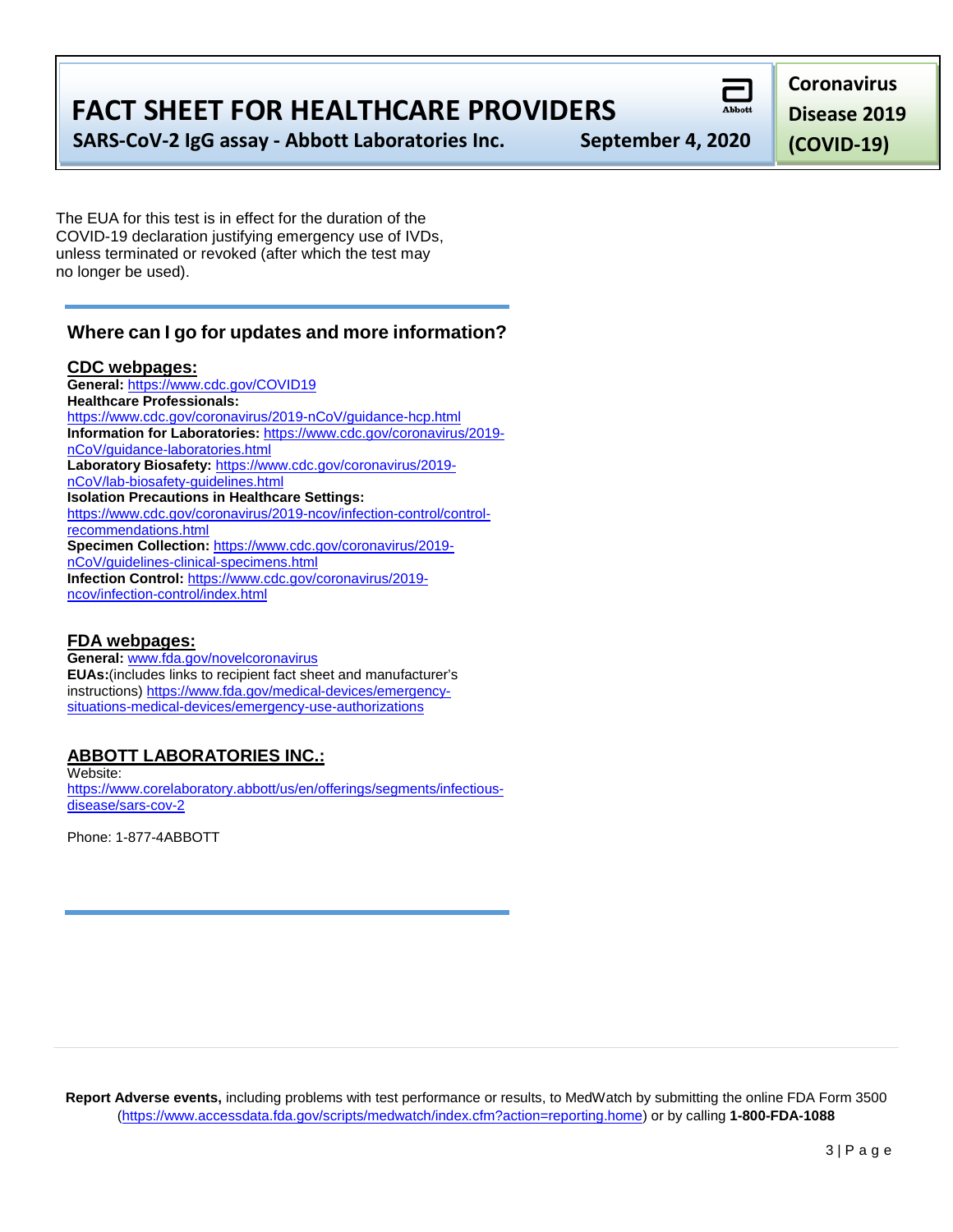The EUA for this test is in effect for the duration of the COVID-19 declaration justifying emergency use of IVDs, unless terminated or revoked (after which the test may no longer be used).

## Where can I go for updates and more information?

### CDC webpages:

**General:** https://www.cdc.gov/COVID19
**Healthcare Professionals:** https://www.cdc.gov/coronavirus/2019-nCoV/guidance-hcp.html
**Information for Laboratories:** https://www.cdc.gov/coronavirus/2019-nCoV/guidance-laboratories.html
**Laboratory Biosafety:** https://www.cdc.gov/coronavirus/2019-nCoV/lab-biosafety-guidelines.html
**Isolation Precautions in Healthcare Settings:** https://www.cdc.gov/coronavirus/2019-ncov/infection-control/control-recommendations.html
**Specimen Collection:** https://www.cdc.gov/coronavirus/2019-nCoV/guidelines-clinical-specimens.html
**Infection Control:** https://www.cdc.gov/coronavirus/2019-ncov/infection-control/index.html

### FDA webpages:

**General:** www.fda.gov/novelcoronavirus
**EUAs:**(includes links to recipient fact sheet and manufacturer's instructions) https://www.fda.gov/medical-devices/emergency-situations-medical-devices/emergency-use-authorizations

### ABBOTT LABORATORIES INC.:

Website:
https://www.corelaboratory.abbott/us/en/offerings/segments/infectious-disease/sars-cov-2

Phone: 1-877-4ABBOTT

**Report Adverse events,** including problems with test performance or results, to MedWatch by submitting the online FDA Form 3500 (https://www.accessdata.fda.gov/scripts/medwatch/index.cfm?action=reporting.home) or by calling **1-800-FDA-1088**